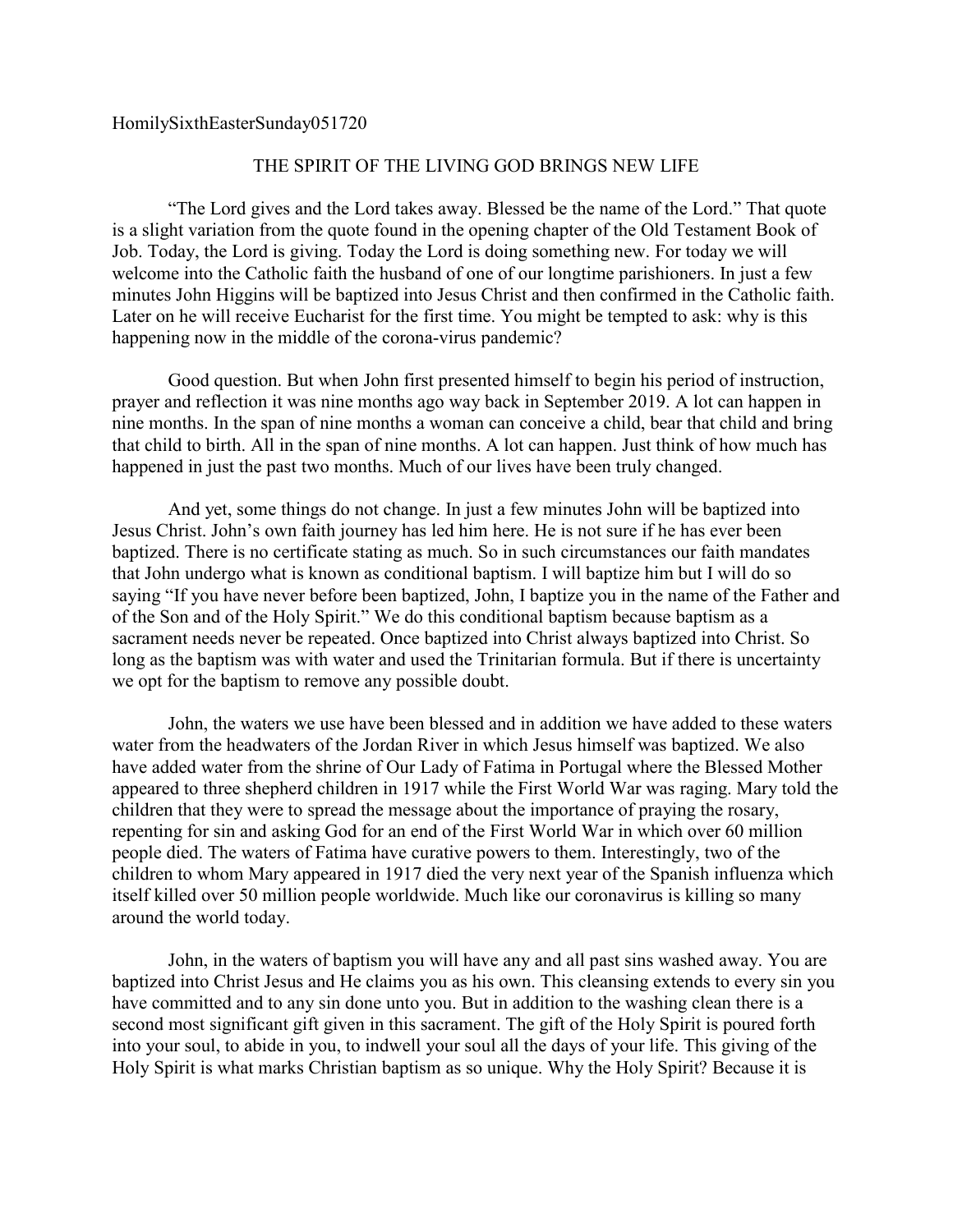HomilySixthEasterSunday051720

# THE SPIRIT OF THE LIVING GOD BRINGS NEW LIFE

"The Lord gives and the Lord takes away. Blessed be the name of the Lord." That quote is a slight variation from the quote found in the opening chapter of the Old Testament Book of Job. Today, the Lord is giving. Today the Lord is doing something new. For today we will welcome into the Catholic faith the husband of one of our longtime parishioners. In just a few minutes John Higgins will be baptized into Jesus Christ and then confirmed in the Catholic faith. Later on he will receive Eucharist for the first time. You might be tempted to ask: why is this happening now in the middle of the corona-virus pandemic?

Good question. But when John first presented himself to begin his period of instruction, prayer and reflection it was nine months ago way back in September 2019. A lot can happen in nine months. In the span of nine months a woman can conceive a child, bear that child and bring that child to birth. All in the span of nine months. A lot can happen. Just think of how much has happened in just the past two months. Much of our lives have been truly changed.

And yet, some things do not change. In just a few minutes John will be baptized into Jesus Christ. John's own faith journey has led him here. He is not sure if he has ever been baptized. There is no certificate stating as much. So in such circumstances our faith mandates that John undergo what is known as conditional baptism. I will baptize him but I will do so saying "If you have never before been baptized, John, I baptize you in the name of the Father and of the Son and of the Holy Spirit." We do this conditional baptism because baptism as a sacrament needs never be repeated. Once baptized into Christ always baptized into Christ. So long as the baptism was with water and used the Trinitarian formula. But if there is uncertainty we opt for the baptism to remove any possible doubt.

John, the waters we use have been blessed and in addition we have added to these waters water from the headwaters of the Jordan River in which Jesus himself was baptized. We also have added water from the shrine of Our Lady of Fatima in Portugal where the Blessed Mother appeared to three shepherd children in 1917 while the First World War was raging. Mary told the children that they were to spread the message about the importance of praying the rosary, repenting for sin and asking God for an end of the First World War in which over 60 million people died. The waters of Fatima have curative powers to them. Interestingly, two of the children to whom Mary appeared in 1917 died the very next year of the Spanish influenza which itself killed over 50 million people worldwide. Much like our coronavirus is killing so many around the world today.

John, in the waters of baptism you will have any and all past sins washed away. You are baptized into Christ Jesus and He claims you as his own. This cleansing extends to every sin you have committed and to any sin done unto you. But in addition to the washing clean there is a second most significant gift given in this sacrament. The gift of the Holy Spirit is poured forth into your soul, to abide in you, to indwell your soul all the days of your life. This giving of the Holy Spirit is what marks Christian baptism as so unique. Why the Holy Spirit? Because it is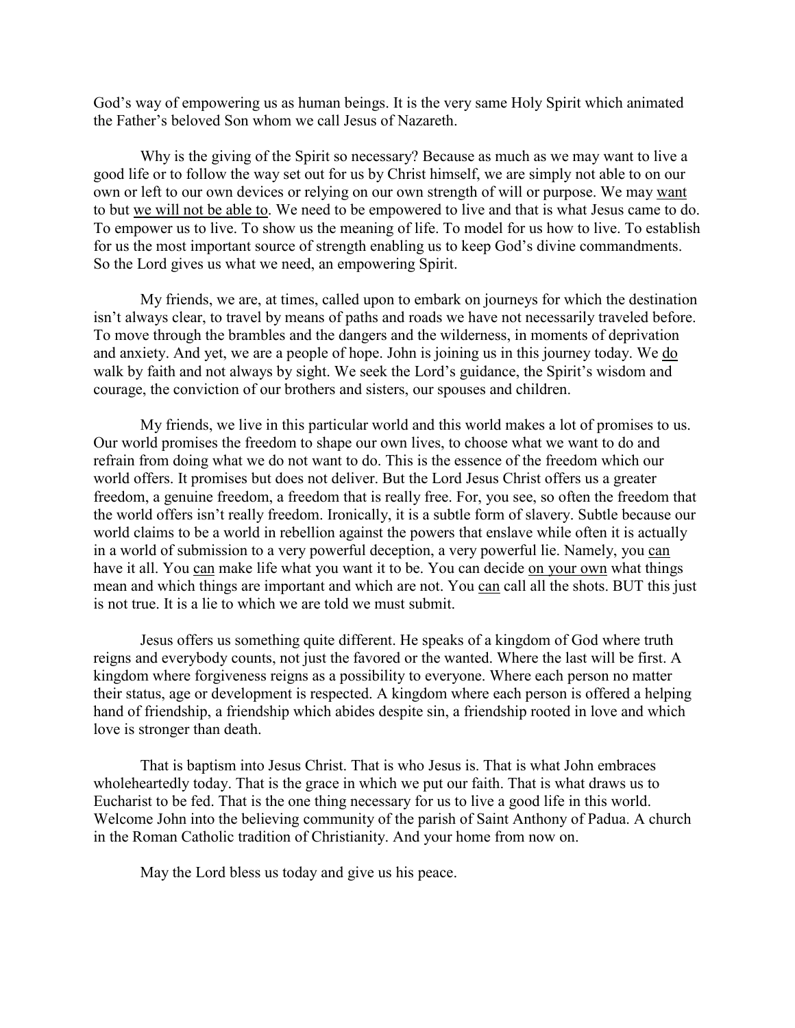God's way of empowering us as human beings. It is the very same Holy Spirit which animated the Father's beloved Son whom we call Jesus of Nazareth.

Why is the giving of the Spirit so necessary? Because as much as we may want to live a good life or to follow the way set out for us by Christ himself, we are simply not able to on our own or left to our own devices or relying on our own strength of will or purpose. We may <u>want</u> to but <u>we will not be able to</u>. We need to be empowered to live and that is what Jesus came to do. To empower us to live. To show us the meaning of life. To model for us how to live. To establish for us the most important source of strength enabling us to keep God's divine commandments. So the Lord gives us what we need, an empowering Spirit.

My friends, we are, at times, called upon to embark on journeys for which the destination isn't always clear, to travel by means of paths and roads we have not necessarily traveled before. To move through the brambles and the dangers and the wilderness, in moments of deprivation and anxiety. And yet, we are a people of hope. John is joining us in this journey today. We <u>do</u> walk by faith and not always by sight. We seek the Lord's guidance, the Spirit's wisdom and courage, the conviction of our brothers and sisters, our spouses and children.

My friends, we live in this particular world and this world makes a lot of promises to us. Our world promises the freedom to shape our own lives, to choose what we want to do and refrain from doing what we do not want to do. This is the essence of the freedom which our world offers. It promises but does not deliver. But the Lord Jesus Christ offers us a greater freedom, a genuine freedom, a freedom that is really free. For, you see, so often the freedom that the world offers isn't really freedom. Ironically, it is a subtle form of slavery. Subtle because our world claims to be a world in rebellion against the powers that enslave while often it is actually in a world of submission to a very powerful deception, a very powerful lie. Namely, you <u>can</u> have it all. You <u>can</u> make life what you want it to be. You can decide <u>on your own</u> what things mean and which things are important and which are not. You <u>can</u> call all the shots. BUT this just is not true. It is a lie to which we are told we must submit.

Jesus offers us something quite different. He speaks of a kingdom of God where truth reigns and everybody counts, not just the favored or the wanted. Where the last will be first. A kingdom where forgiveness reigns as a possibility to everyone. Where each person no matter their status, age or development is respected. A kingdom where each person is offered a helping hand of friendship, a friendship which abides despite sin, a friendship rooted in love and which love is stronger than death.

That is baptism into Jesus Christ. That is who Jesus is. That is what John embraces wholeheartedly today. That is the grace in which we put our faith. That is what draws us to Eucharist to be fed. That is the one thing necessary for us to live a good life in this world. Welcome John into the believing community of the parish of Saint Anthony of Padua. A church in the Roman Catholic tradition of Christianity. And your home from now on.

May the Lord bless us today and give us his peace.